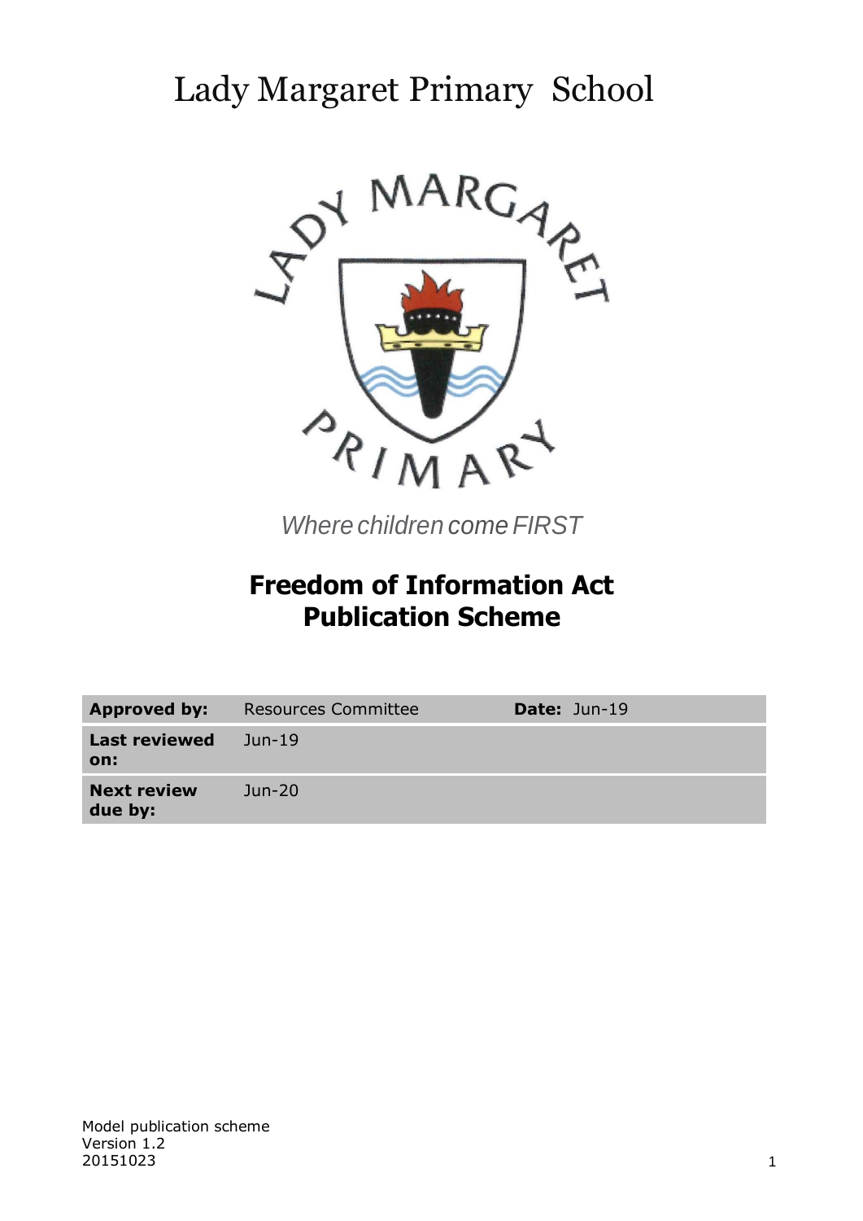# Lady Margaret Primary School

*Where children come FIRST*

## Freedom of Information Act Publication Scheme

| **Approved by:** | Resources Committee | **Date:** Jun-19 |
|---|---|---|
| **Last reviewed on:** | Jun-19 | |
| **Next review due by:** | Jun-20 | |

Model publication scheme
Version 1.2
20151023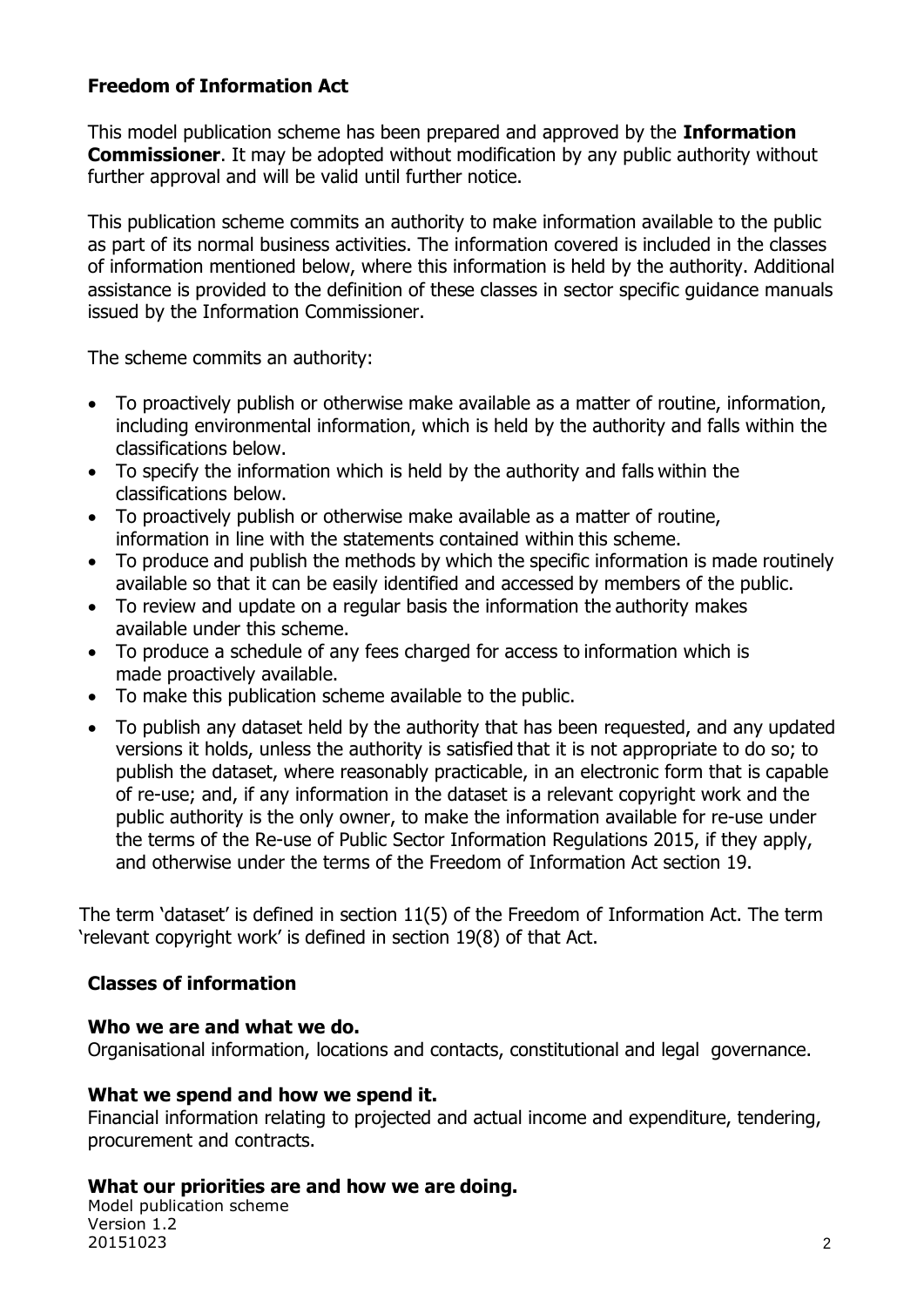## Freedom of Information Act

This model publication scheme has been prepared and approved by the **Information Commissioner**. It may be adopted without modification by any public authority without further approval and will be valid until further notice.

This publication scheme commits an authority to make information available to the public as part of its normal business activities. The information covered is included in the classes of information mentioned below, where this information is held by the authority. Additional assistance is provided to the definition of these classes in sector specific guidance manuals issued by the Information Commissioner.

The scheme commits an authority:

- To proactively publish or otherwise make available as a matter of routine, information, including environmental information, which is held by the authority and falls within the classifications below.
- To specify the information which is held by the authority and falls within the classifications below.
- To proactively publish or otherwise make available as a matter of routine, information in line with the statements contained within this scheme.
- To produce and publish the methods by which the specific information is made routinely available so that it can be easily identified and accessed by members of the public.
- To review and update on a regular basis the information the authority makes available under this scheme.
- To produce a schedule of any fees charged for access to information which is made proactively available.
- To make this publication scheme available to the public.
- To publish any dataset held by the authority that has been requested, and any updated versions it holds, unless the authority is satisfied that it is not appropriate to do so; to publish the dataset, where reasonably practicable, in an electronic form that is capable of re-use; and, if any information in the dataset is a relevant copyright work and the public authority is the only owner, to make the information available for re-use under the terms of the Re-use of Public Sector Information Regulations 2015, if they apply, and otherwise under the terms of the Freedom of Information Act section 19.

The term 'dataset' is defined in section 11(5) of the Freedom of Information Act. The term 'relevant copyright work' is defined in section 19(8) of that Act.

## Classes of information

### Who we are and what we do.

Organisational information, locations and contacts, constitutional and legal governance.

### What we spend and how we spend it.

Financial information relating to projected and actual income and expenditure, tendering, procurement and contracts.

### What our priorities are and how we are doing.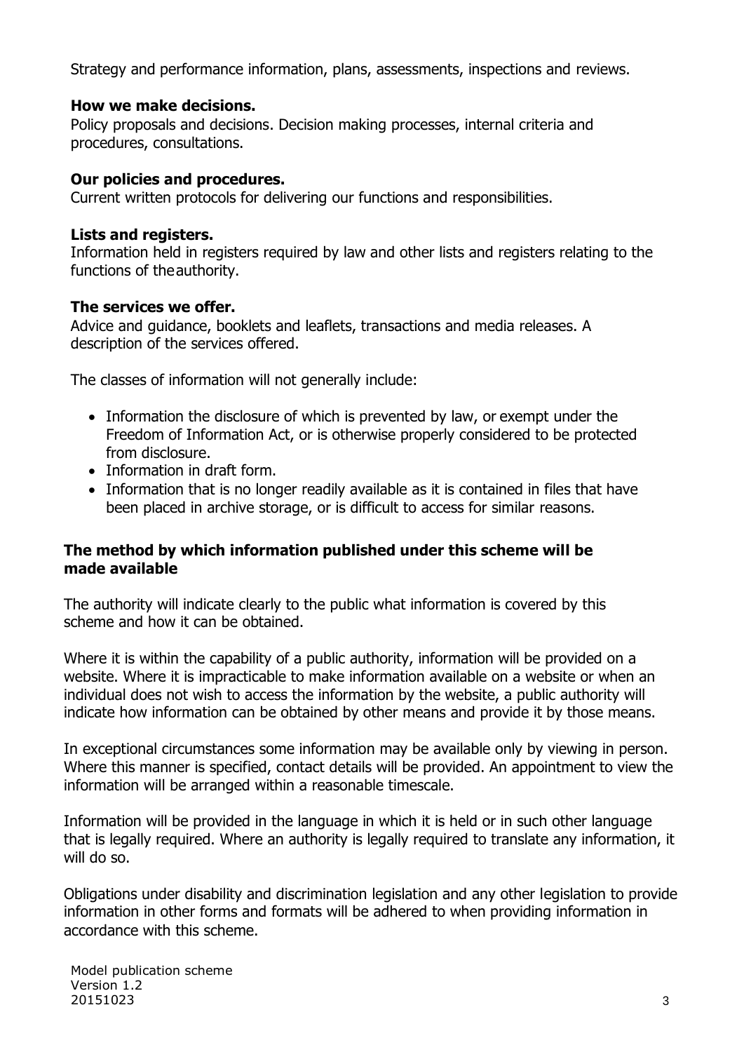Strategy and performance information, plans, assessments, inspections and reviews.

**How we make decisions.**
Policy proposals and decisions. Decision making processes, internal criteria and procedures, consultations.

**Our policies and procedures.**
Current written protocols for delivering our functions and responsibilities.

**Lists and registers.**
Information held in registers required by law and other lists and registers relating to the functions of the authority.

**The services we offer.**
Advice and guidance, booklets and leaflets, transactions and media releases. A description of the services offered.

The classes of information will not generally include:

- Information the disclosure of which is prevented by law, or exempt under the Freedom of Information Act, or is otherwise properly considered to be protected from disclosure.
- Information in draft form.
- Information that is no longer readily available as it is contained in files that have been placed in archive storage, or is difficult to access for similar reasons.

**The method by which information published under this scheme will be made available**

The authority will indicate clearly to the public what information is covered by this scheme and how it can be obtained.

Where it is within the capability of a public authority, information will be provided on a website. Where it is impracticable to make information available on a website or when an individual does not wish to access the information by the website, a public authority will indicate how information can be obtained by other means and provide it by those means.

In exceptional circumstances some information may be available only by viewing in person. Where this manner is specified, contact details will be provided. An appointment to view the information will be arranged within a reasonable timescale.

Information will be provided in the language in which it is held or in such other language that is legally required. Where an authority is legally required to translate any information, it will do so.

Obligations under disability and discrimination legislation and any other legislation to provide information in other forms and formats will be adhered to when providing information in accordance with this scheme.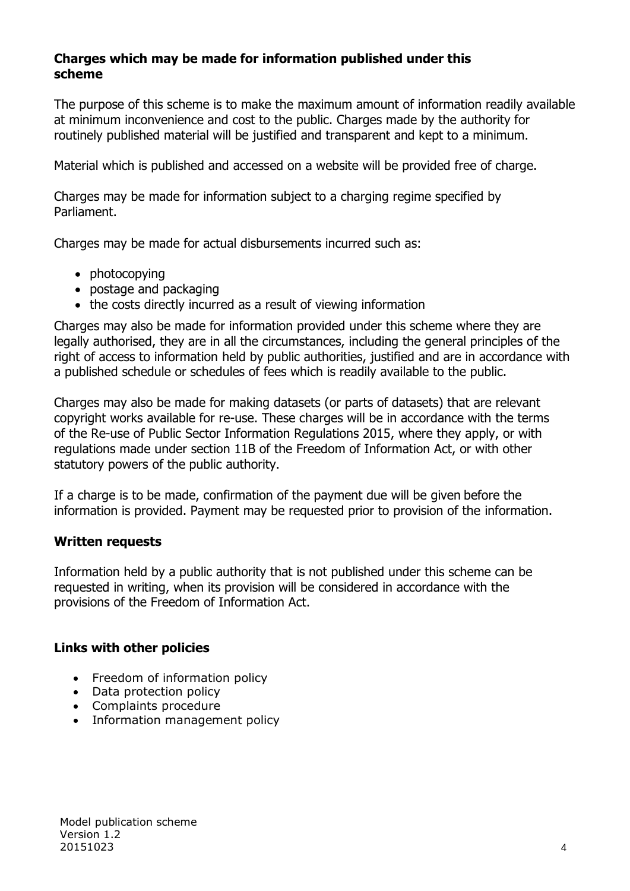## Charges which may be made for information published under this scheme

The purpose of this scheme is to make the maximum amount of information readily available at minimum inconvenience and cost to the public. Charges made by the authority for routinely published material will be justified and transparent and kept to a minimum.

Material which is published and accessed on a website will be provided free of charge.

Charges may be made for information subject to a charging regime specified by Parliament.

Charges may be made for actual disbursements incurred such as:

- photocopying
- postage and packaging
- the costs directly incurred as a result of viewing information

Charges may also be made for information provided under this scheme where they are legally authorised, they are in all the circumstances, including the general principles of the right of access to information held by public authorities, justified and are in accordance with a published schedule or schedules of fees which is readily available to the public.

Charges may also be made for making datasets (or parts of datasets) that are relevant copyright works available for re-use. These charges will be in accordance with the terms of the Re-use of Public Sector Information Regulations 2015, where they apply, or with regulations made under section 11B of the Freedom of Information Act, or with other statutory powers of the public authority.

If a charge is to be made, confirmation of the payment due will be given before the information is provided. Payment may be requested prior to provision of the information.

## Written requests

Information held by a public authority that is not published under this scheme can be requested in writing, when its provision will be considered in accordance with the provisions of the Freedom of Information Act.

## Links with other policies

- Freedom of information policy
- Data protection policy
- Complaints procedure
- Information management policy